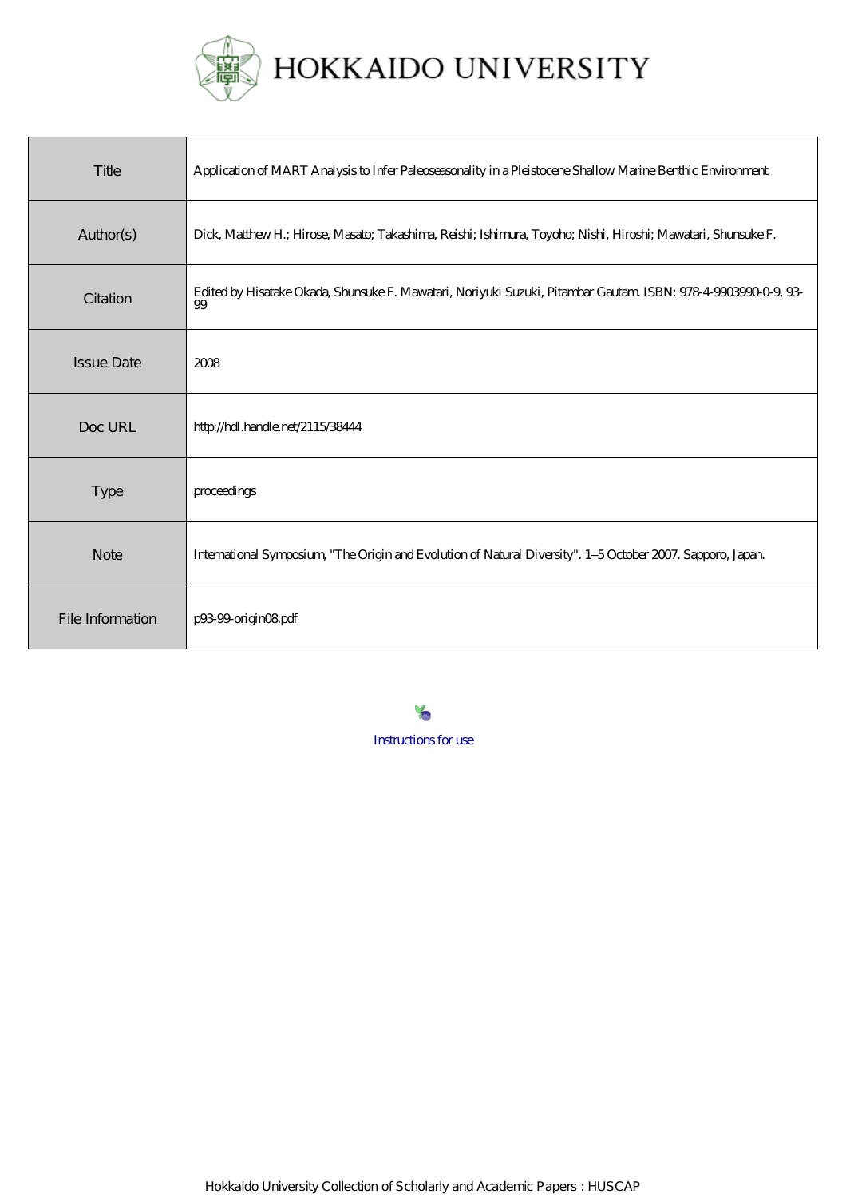HOKKAIDO UNIVERSITY

| Title | Application of MART Analysis to Infer Paleoseasonality in a Pleistocene Shallow Marine Benthic Environment |
|---|---|
| Author(s) | Dick, Matthew H.; Hirose, Masato; Takashima, Reishi; Ishimura, Toyoho; Nishi, Hiroshi; Mawatari, Shunsuke F. |
| Citation | Edited by Hisatake Okada, Shunsuke F. Mawatari, Noriyuki Suzuki, Pitambar Gautam. ISBN: 978-4-9903990-0-9, 93-99 |
| Issue Date | 2008 |
| Doc URL | http://hdl.handle.net/2115/38444 |
| Type | proceedings |
| Note | International Symposium, "The Origin and Evolution of Natural Diversity". 1–5 October 2007. Sapporo, Japan. |
| File Information | p93-99-origin08.pdf |

Instructions for use

Hokkaido University Collection of Scholarly and Academic Papers : HUSCAP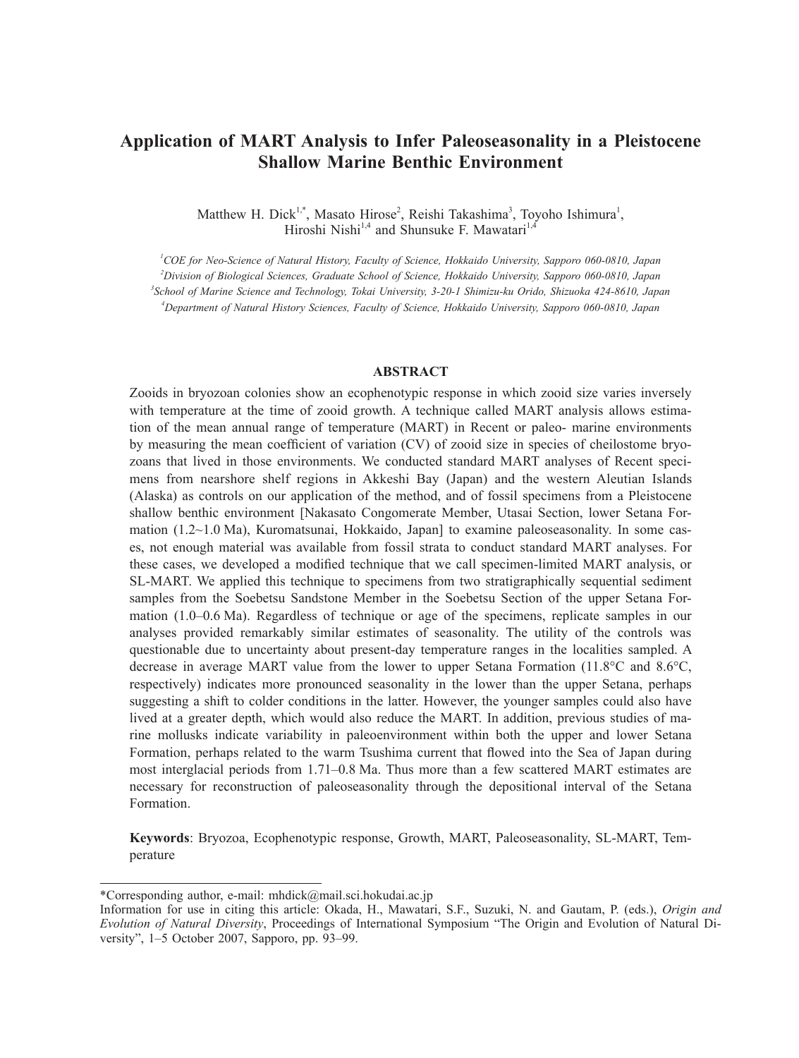# Application of MART Analysis to Infer Paleoseasonality in a Pleistocene Shallow Marine Benthic Environment

Matthew H. Dick[1,*], Masato Hirose[2], Reishi Takashima[3], Toyoho Ishimura[1], Hiroshi Nishi[1,4] and Shunsuke F. Mawatari[1,4]

[1] *COE for Neo-Science of Natural History, Faculty of Science, Hokkaido University, Sapporo 060-0810, Japan*
[2] *Division of Biological Sciences, Graduate School of Science, Hokkaido University, Sapporo 060-0810, Japan*
[3] *School of Marine Science and Technology, Tokai University, 3-20-1 Shimizu-ku Orido, Shizuoka 424-8610, Japan*
[4] *Department of Natural History Sciences, Faculty of Science, Hokkaido University, Sapporo 060-0810, Japan*

## ABSTRACT

Zooids in bryozoan colonies show an ecophenotypic response in which zooid size varies inversely with temperature at the time of zooid growth. A technique called MART analysis allows estimation of the mean annual range of temperature (MART) in Recent or paleo- marine environments by measuring the mean coefficient of variation (CV) of zooid size in species of cheilostome bryozoans that lived in those environments. We conducted standard MART analyses of Recent specimens from nearshore shelf regions in Akkeshi Bay (Japan) and the western Aleutian Islands (Alaska) as controls on our application of the method, and of fossil specimens from a Pleistocene shallow benthic environment [Nakasato Congomerate Member, Utasai Section, lower Setana Formation (1.2~1.0 Ma), Kuromatsunai, Hokkaido, Japan] to examine paleoseasonality. In some cases, not enough material was available from fossil strata to conduct standard MART analyses. For these cases, we developed a modified technique that we call specimen-limited MART analysis, or SL-MART. We applied this technique to specimens from two stratigraphically sequential sediment samples from the Soebetsu Sandstone Member in the Soebetsu Section of the upper Setana Formation (1.0–0.6 Ma). Regardless of technique or age of the specimens, replicate samples in our analyses provided remarkably similar estimates of seasonality. The utility of the controls was questionable due to uncertainty about present-day temperature ranges in the localities sampled. A decrease in average MART value from the lower to upper Setana Formation (11.8°C and 8.6°C, respectively) indicates more pronounced seasonality in the lower than the upper Setana, perhaps suggesting a shift to colder conditions in the latter. However, the younger samples could also have lived at a greater depth, which would also reduce the MART. In addition, previous studies of marine mollusks indicate variability in paleoenvironment within both the upper and lower Setana Formation, perhaps related to the warm Tsushima current that flowed into the Sea of Japan during most interglacial periods from 1.71–0.8 Ma. Thus more than a few scattered MART estimates are necessary for reconstruction of paleoseasonality through the depositional interval of the Setana Formation.

**Keywords**: Bryozoa, Ecophenotypic response, Growth, MART, Paleoseasonality, SL-MART, Temperature

---

*Corresponding author, e-mail: mhdick@mail.sci.hokudai.ac.jp

Information for use in citing this article: Okada, H., Mawatari, S.F., Suzuki, N. and Gautam, P. (eds.), *Origin and Evolution of Natural Diversity*, Proceedings of International Symposium "The Origin and Evolution of Natural Diversity", 1–5 October 2007, Sapporo, pp. 93–99.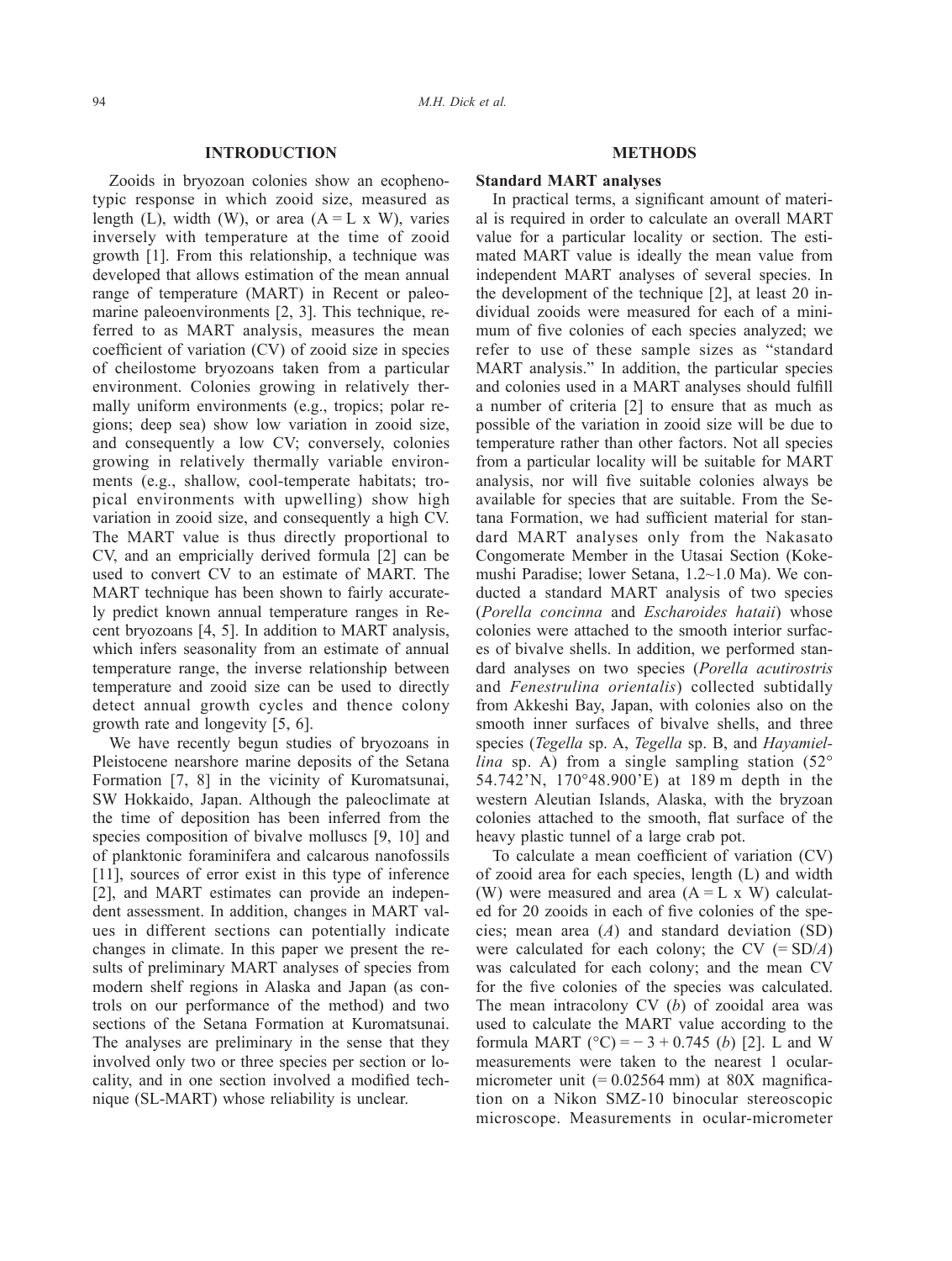## INTRODUCTION

Zooids in bryozoan colonies show an ecophenotypic response in which zooid size, measured as length (L), width (W), or area (A = L x W), varies inversely with temperature at the time of zooid growth [1]. From this relationship, a technique was developed that allows estimation of the mean annual range of temperature (MART) in Recent or paleomarine paleoenvironments [2, 3]. This technique, referred to as MART analysis, measures the mean coefficient of variation (CV) of zooid size in species of cheilostome bryozoans taken from a particular environment. Colonies growing in relatively thermally uniform environments (e.g., tropics; polar regions; deep sea) show low variation in zooid size, and consequently a low CV; conversely, colonies growing in relatively thermally variable environments (e.g., shallow, cool-temperate habitats; tropical environments with upwelling) show high variation in zooid size, and consequently a high CV. The MART value is thus directly proportional to CV, and an empricially derived formula [2] can be used to convert CV to an estimate of MART. The MART technique has been shown to fairly accurately predict known annual temperature ranges in Recent bryozoans [4, 5]. In addition to MART analysis, which infers seasonality from an estimate of annual temperature range, the inverse relationship between temperature and zooid size can be used to directly detect annual growth cycles and thence colony growth rate and longevity [5, 6].

We have recently begun studies of bryozoans in Pleistocene nearshore marine deposits of the Setana Formation [7, 8] in the vicinity of Kuromatsunai, SW Hokkaido, Japan. Although the paleoclimate at the time of deposition has been inferred from the species composition of bivalve molluscs [9, 10] and of planktonic foraminifera and calcarous nanofossils [11], sources of error exist in this type of inference [2], and MART estimates can provide an independent assessment. In addition, changes in MART values in different sections can potentially indicate changes in climate. In this paper we present the results of preliminary MART analyses of species from modern shelf regions in Alaska and Japan (as controls on our performance of the method) and two sections of the Setana Formation at Kuromatsunai. The analyses are preliminary in the sense that they involved only two or three species per section or locality, and in one section involved a modified technique (SL-MART) whose reliability is unclear.

## METHODS

### Standard MART analyses

In practical terms, a significant amount of material is required in order to calculate an overall MART value for a particular locality or section. The estimated MART value is ideally the mean value from independent MART analyses of several species. In the development of the technique [2], at least 20 individual zooids were measured for each of a minimum of five colonies of each species analyzed; we refer to use of these sample sizes as "standard MART analysis." In addition, the particular species and colonies used in a MART analyses should fulfill a number of criteria [2] to ensure that as much as possible of the variation in zooid size will be due to temperature rather than other factors. Not all species from a particular locality will be suitable for MART analysis, nor will five suitable colonies always be available for species that are suitable. From the Setana Formation, we had sufficient material for standard MART analyses only from the Nakasato Congomerate Member in the Utasai Section (Kokemushi Paradise; lower Setana, 1.2~1.0 Ma). We conducted a standard MART analysis of two species (*Porella concinna* and *Escharoides hataii*) whose colonies were attached to the smooth interior surfaces of bivalve shells. In addition, we performed standard analyses on two species (*Porella acutirostris* and *Fenestrulina orientalis*) collected subtidally from Akkeshi Bay, Japan, with colonies also on the smooth inner surfaces of bivalve shells, and three species (*Tegella* sp. A, *Tegella* sp. B, and *Hayamiellina* sp. A) from a single sampling station (52° 54.742'N, 170°48.900'E) at 189 m depth in the western Aleutian Islands, Alaska, with the bryzoan colonies attached to the smooth, flat surface of the heavy plastic tunnel of a large crab pot.

To calculate a mean coefficient of variation (CV) of zooid area for each species, length (L) and width (W) were measured and area (A = L x W) calculated for 20 zooids in each of five colonies of the species; mean area (*A*) and standard deviation (SD) were calculated for each colony; the CV (= SD/*A*) was calculated for each colony; and the mean CV for the five colonies of the species was calculated. The mean intracolony CV (*b*) of zooidal area was used to calculate the MART value according to the formula MART (°C) = − 3 + 0.745 (*b*) [2]. L and W measurements were taken to the nearest 1 ocular-micrometer unit (= 0.02564 mm) at 80X magnification on a Nikon SMZ-10 binocular stereoscopic microscope. Measurements in ocular-micrometer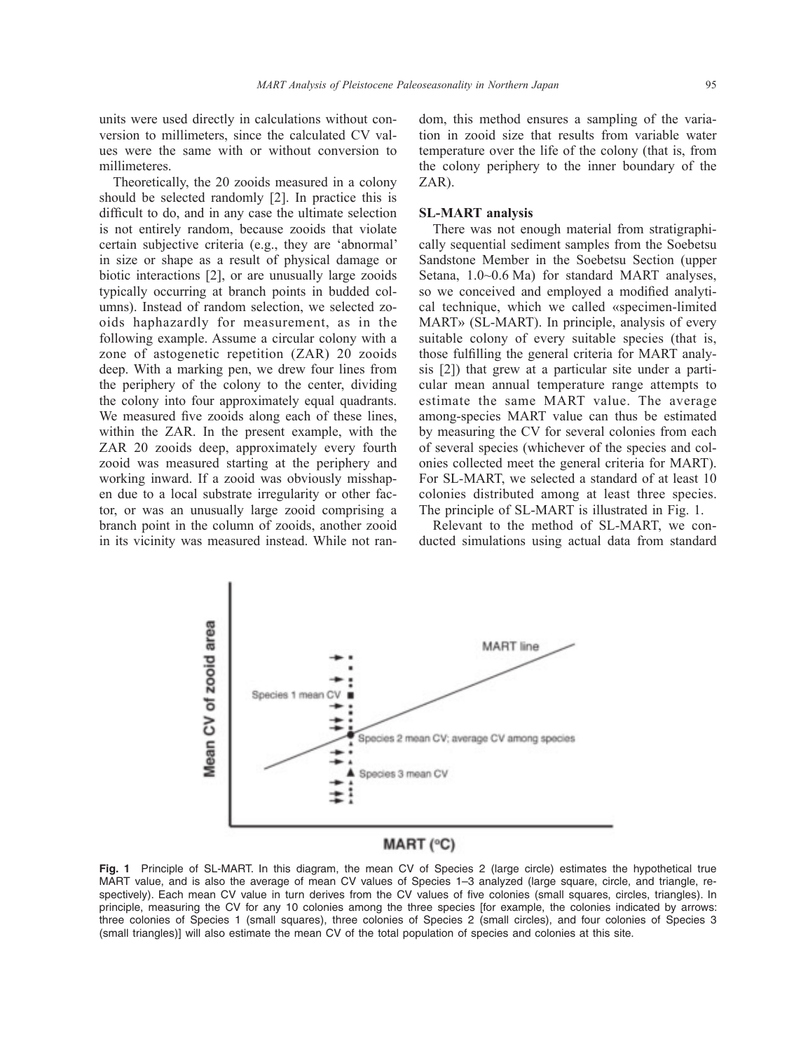units were used directly in calculations without conversion to millimeters, since the calculated CV values were the same with or without conversion to millimeteres.

Theoretically, the 20 zooids measured in a colony should be selected randomly [2]. In practice this is difficult to do, and in any case the ultimate selection is not entirely random, because zooids that violate certain subjective criteria (e.g., they are 'abnormal' in size or shape as a result of physical damage or biotic interactions [2], or are unusually large zooids typically occurring at branch points in budded columns). Instead of random selection, we selected zooids haphazardly for measurement, as in the following example. Assume a circular colony with a zone of astogenetic repetition (ZAR) 20 zooids deep. With a marking pen, we drew four lines from the periphery of the colony to the center, dividing the colony into four approximately equal quadrants. We measured five zooids along each of these lines, within the ZAR. In the present example, with the ZAR 20 zooids deep, approximately every fourth zooid was measured starting at the periphery and working inward. If a zooid was obviously misshapen due to a local substrate irregularity or other factor, or was an unusually large zooid comprising a branch point in the column of zooids, another zooid in its vicinity was measured instead. While not random, this method ensures a sampling of the variation in zooid size that results from variable water temperature over the life of the colony (that is, from the colony periphery to the inner boundary of the ZAR).

### SL-MART analysis

There was not enough material from stratigraphically sequential sediment samples from the Soebetsu Sandstone Member in the Soebetsu Section (upper Setana, 1.0~0.6 Ma) for standard MART analyses, so we conceived and employed a modified analytical technique, which we called «specimen-limited MART» (SL-MART). In principle, analysis of every suitable colony of every suitable species (that is, those fulfilling the general criteria for MART analysis [2]) that grew at a particular site under a particular mean annual temperature range attempts to estimate the same MART value. The average among-species MART value can thus be estimated by measuring the CV for several colonies from each of several species (whichever of the species and colonies collected meet the general criteria for MART). For SL-MART, we selected a standard of at least 10 colonies distributed among at least three species. The principle of SL-MART is illustrated in Fig. 1.

Relevant to the method of SL-MART, we conducted simulations using actual data from standard

**Fig. 1** Principle of SL-MART. In this diagram, the mean CV of Species 2 (large circle) estimates the hypothetical true MART value, and is also the average of mean CV values of Species 1–3 analyzed (large square, circle, and triangle, respectively). Each mean CV value in turn derives from the CV values of five colonies (small squares, circles, triangles). In principle, measuring the CV for any 10 colonies among the three species [for example, the colonies indicated by arrows: three colonies of Species 1 (small squares), three colonies of Species 2 (small circles), and four colonies of Species 3 (small triangles)] will also estimate the mean CV of the total population of species and colonies at this site.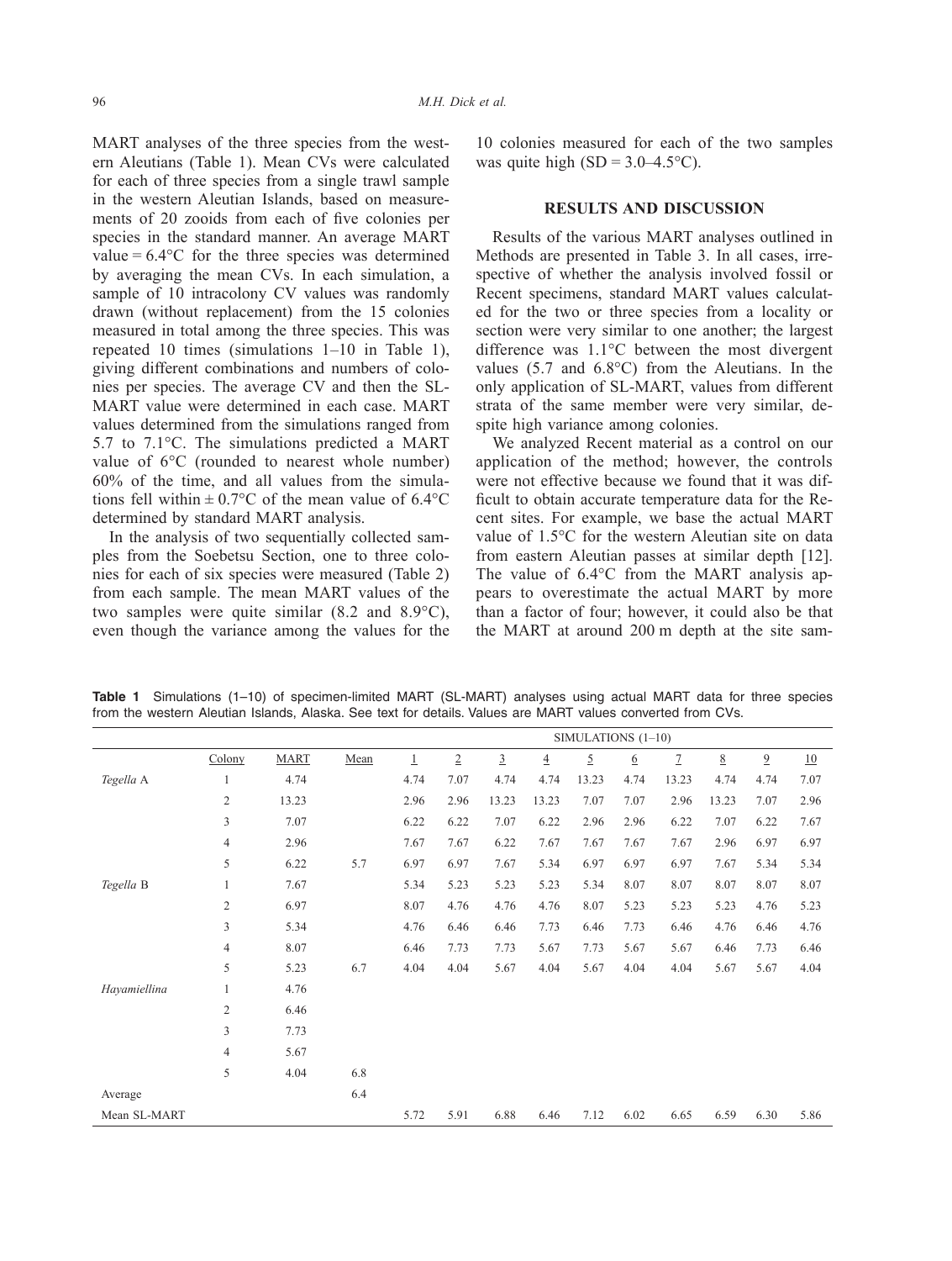MART analyses of the three species from the western Aleutians (Table 1). Mean CVs were calculated for each of three species from a single trawl sample in the western Aleutian Islands, based on measurements of 20 zooids from each of five colonies per species in the standard manner. An average MART value = 6.4°C for the three species was determined by averaging the mean CVs. In each simulation, a sample of 10 intracolony CV values was randomly drawn (without replacement) from the 15 colonies measured in total among the three species. This was repeated 10 times (simulations 1–10 in Table 1), giving different combinations and numbers of colonies per species. The average CV and then the SL-MART value were determined in each case. MART values determined from the simulations ranged from 5.7 to 7.1°C. The simulations predicted a MART value of 6°C (rounded to nearest whole number) 60% of the time, and all values from the simulations fell within ± 0.7°C of the mean value of 6.4°C determined by standard MART analysis.

In the analysis of two sequentially collected samples from the Soebetsu Section, one to three colonies for each of six species were measured (Table 2) from each sample. The mean MART values of the two samples were quite similar (8.2 and 8.9°C), even though the variance among the values for the 10 colonies measured for each of the two samples was quite high (SD = 3.0–4.5°C).

## RESULTS AND DISCUSSION

Results of the various MART analyses outlined in Methods are presented in Table 3. In all cases, irrespective of whether the analysis involved fossil or Recent specimens, standard MART values calculated for the two or three species from a locality or section were very similar to one another; the largest difference was 1.1°C between the most divergent values (5.7 and 6.8°C) from the Aleutians. In the only application of SL-MART, values from different strata of the same member were very similar, despite high variance among colonies.

We analyzed Recent material as a control on our application of the method; however, the controls were not effective because we found that it was difficult to obtain accurate temperature data for the Recent sites. For example, we base the actual MART value of 1.5°C for the western Aleutian site on data from eastern Aleutian passes at similar depth [12]. The value of 6.4°C from the MART analysis appears to overestimate the actual MART by more than a factor of four; however, it could also be that the MART at around 200 m depth at the site sam-

**Table 1** Simulations (1–10) of specimen-limited MART (SL-MART) analyses using actual MART data for three species from the western Aleutian Islands, Alaska. See text for details. Values are MART values converted from CVs.

| | | | | SIMULATIONS (1–10) | | | | | | | | | |
|---|---|---|---|---|---|---|---|---|---|---|---|---|---|
| | Colony | MART | Mean | 1 | 2 | 3 | 4 | 5 | 6 | 7 | 8 | 9 | 10 |
| *Tegella* A | 1 | 4.74 | | 4.74 | 7.07 | 4.74 | 4.74 | 13.23 | 4.74 | 13.23 | 4.74 | 4.74 | 7.07 |
| | 2 | 13.23 | | 2.96 | 2.96 | 13.23 | 13.23 | 7.07 | 7.07 | 2.96 | 13.23 | 7.07 | 2.96 |
| | 3 | 7.07 | | 6.22 | 6.22 | 7.07 | 6.22 | 2.96 | 2.96 | 6.22 | 7.07 | 6.22 | 7.67 |
| | 4 | 2.96 | | 7.67 | 7.67 | 6.22 | 7.67 | 7.67 | 7.67 | 7.67 | 2.96 | 6.97 | 6.97 |
| | 5 | 6.22 | 5.7 | 6.97 | 6.97 | 7.67 | 5.34 | 6.97 | 6.97 | 6.97 | 7.67 | 5.34 | 5.34 |
| *Tegella* B | 1 | 7.67 | | 5.34 | 5.23 | 5.23 | 5.23 | 5.34 | 8.07 | 8.07 | 8.07 | 8.07 | 8.07 |
| | 2 | 6.97 | | 8.07 | 4.76 | 4.76 | 4.76 | 8.07 | 5.23 | 5.23 | 5.23 | 4.76 | 5.23 |
| | 3 | 5.34 | | 4.76 | 6.46 | 6.46 | 7.73 | 6.46 | 7.73 | 6.46 | 4.76 | 6.46 | 4.76 |
| | 4 | 8.07 | | 6.46 | 7.73 | 7.73 | 5.67 | 7.73 | 5.67 | 5.67 | 6.46 | 7.73 | 6.46 |
| | 5 | 5.23 | 6.7 | 4.04 | 4.04 | 5.67 | 4.04 | 5.67 | 4.04 | 4.04 | 5.67 | 5.67 | 4.04 |
| *Hayamiellina* | 1 | 4.76 | | | | | | | | | | | |
| | 2 | 6.46 | | | | | | | | | | | |
| | 3 | 7.73 | | | | | | | | | | | |
| | 4 | 5.67 | | | | | | | | | | | |
| | 5 | 4.04 | 6.8 | | | | | | | | | | |
| Average | | | 6.4 | | | | | | | | | | |
| Mean SL-MART | | | | 5.72 | 5.91 | 6.88 | 6.46 | 7.12 | 6.02 | 6.65 | 6.59 | 6.30 | 5.86 |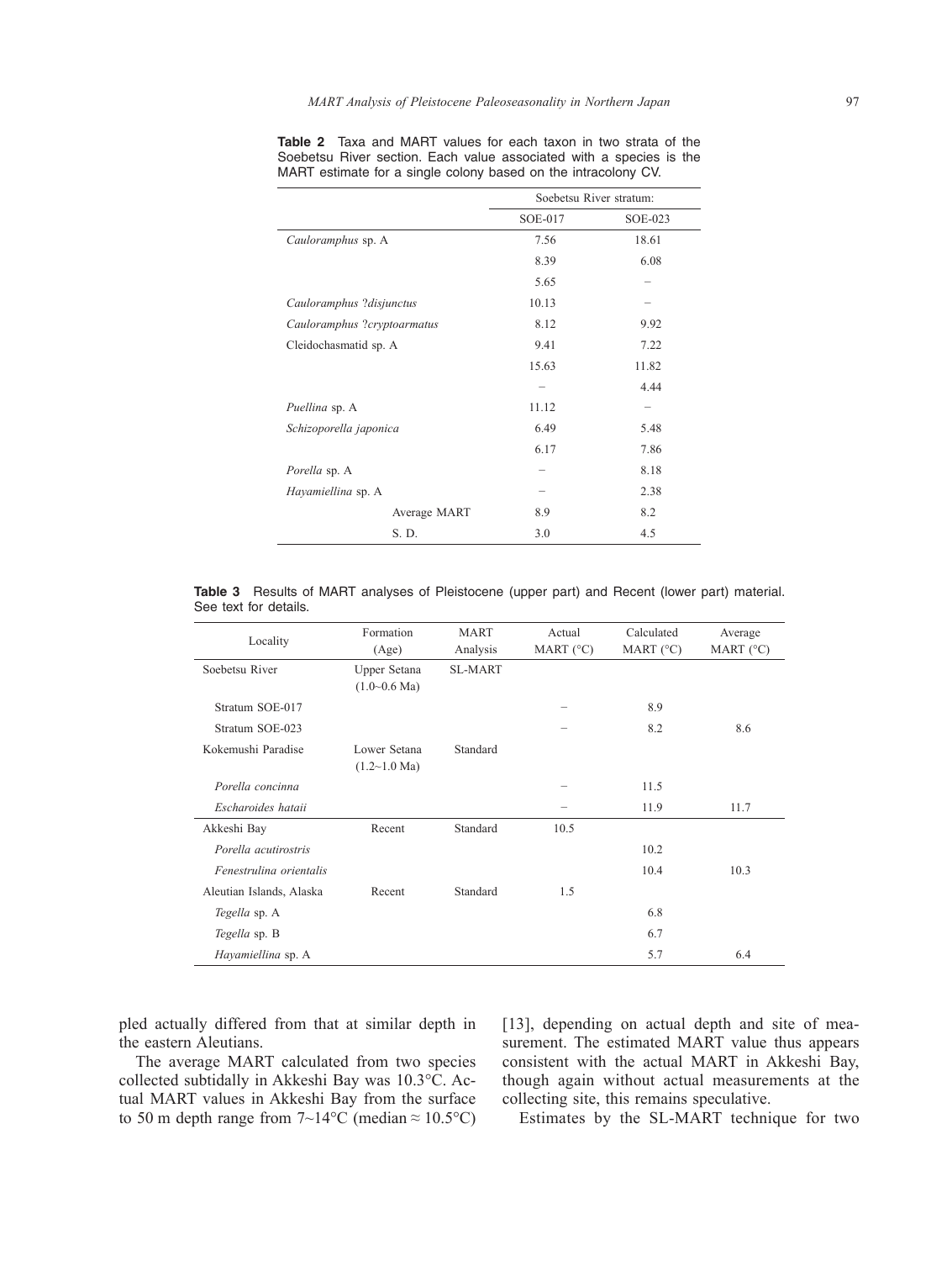**Table 2** Taxa and MART values for each taxon in two strata of the Soebetsu River section. Each value associated with a species is the MART estimate for a single colony based on the intracolony CV.

| | Soebetsu River stratum: | |
|---|---|---|
| | SOE-017 | SOE-023 |
| *Cauloramphus* sp. A | 7.56 | 18.61 |
| | 8.39 | 6.08 |
| | 5.65 | – |
| *Cauloramphus ?disjunctus* | 10.13 | – |
| *Cauloramphus ?cryptoarmatus* | 8.12 | 9.92 |
| Cleidochasmatid sp. A | 9.41 | 7.22 |
| | 15.63 | 11.82 |
| | – | 4.44 |
| *Puellina* sp. A | 11.12 | – |
| *Schizoporella japonica* | 6.49 | 5.48 |
| | 6.17 | 7.86 |
| *Porella* sp. A | – | 8.18 |
| *Hayamiellina* sp. A | – | 2.38 |
| Average MART | 8.9 | 8.2 |
| S. D. | 3.0 | 4.5 |

**Table 3** Results of MART analyses of Pleistocene (upper part) and Recent (lower part) material. See text for details.

| Locality | Formation (Age) | MART Analysis | Actual MART (°C) | Calculated MART (°C) | Average MART (°C) |
|---|---|---|---|---|---|
| Soebetsu River | Upper Setana (1.0~0.6 Ma) | SL-MART | | | |
| Stratum SOE-017 | | | – | 8.9 | |
| Stratum SOE-023 | | | – | 8.2 | 8.6 |
| Kokemushi Paradise | Lower Setana (1.2~1.0 Ma) | Standard | | | |
| *Porella concinna* | | | – | 11.5 | |
| *Escharoides hataii* | | | – | 11.9 | 11.7 |
| Akkeshi Bay | Recent | Standard | 10.5 | | |
| *Porella acutirostris* | | | | 10.2 | |
| *Fenestrulina orientalis* | | | | 10.4 | 10.3 |
| Aleutian Islands, Alaska | Recent | Standard | 1.5 | | |
| *Tegella* sp. A | | | | 6.8 | |
| *Tegella* sp. B | | | | 6.7 | |
| *Hayamiellina* sp. A | | | | 5.7 | 6.4 |

pled actually differed from that at similar depth in the eastern Aleutians.

The average MART calculated from two species collected subtidally in Akkeshi Bay was 10.3°C. Actual MART values in Akkeshi Bay from the surface to 50 m depth range from 7~14°C (median ≈ 10.5°C) [13], depending on actual depth and site of measurement. The estimated MART value thus appears consistent with the actual MART in Akkeshi Bay, though again without actual measurements at the collecting site, this remains speculative.

Estimates by the SL-MART technique for two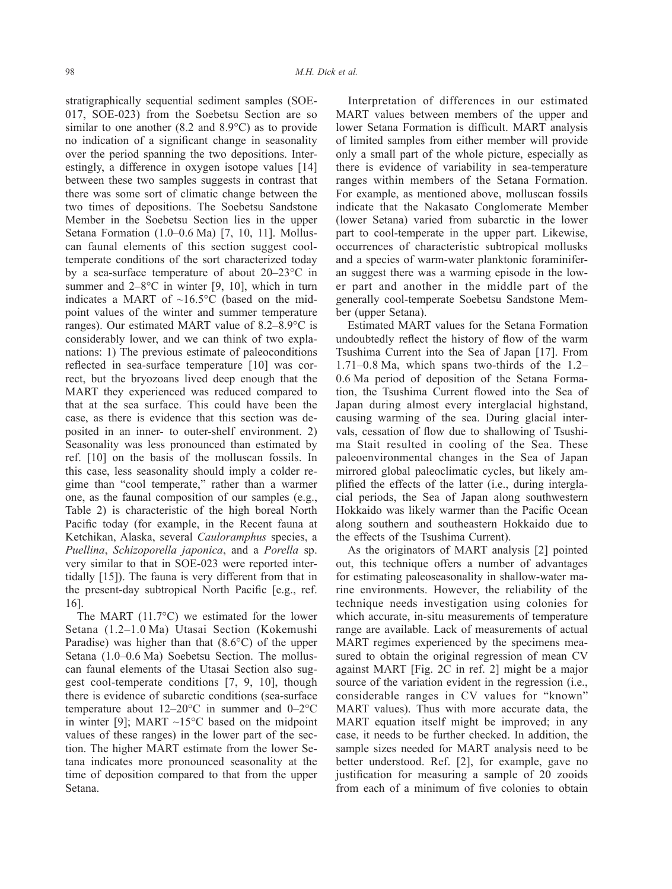stratigraphically sequential sediment samples (SOE-017, SOE-023) from the Soebetsu Section are so similar to one another (8.2 and 8.9°C) as to provide no indication of a significant change in seasonality over the period spanning the two depositions. Interestingly, a difference in oxygen isotope values [14] between these two samples suggests in contrast that there was some sort of climatic change between the two times of depositions. The Soebetsu Sandstone Member in the Soebetsu Section lies in the upper Setana Formation (1.0–0.6 Ma) [7, 10, 11]. Molluscan faunal elements of this section suggest cool-temperate conditions of the sort characterized today by a sea-surface temperature of about 20–23°C in summer and 2–8°C in winter [9, 10], which in turn indicates a MART of ~16.5°C (based on the midpoint values of the winter and summer temperature ranges). Our estimated MART value of 8.2–8.9°C is considerably lower, and we can think of two explanations: 1) The previous estimate of paleoconditions reflected in sea-surface temperature [10] was correct, but the bryozoans lived deep enough that the MART they experienced was reduced compared to that at the sea surface. This could have been the case, as there is evidence that this section was deposited in an inner- to outer-shelf environment. 2) Seasonality was less pronounced than estimated by ref. [10] on the basis of the molluscan fossils. In this case, less seasonality should imply a colder regime than "cool temperate," rather than a warmer one, as the faunal composition of our samples (e.g., Table 2) is characteristic of the high boreal North Pacific today (for example, in the Recent fauna at Ketchikan, Alaska, several *Cauloramphus* species, a *Puellina*, *Schizoporella japonica*, and a *Porella* sp. very similar to that in SOE-023 were reported intertidally [15]). The fauna is very different from that in the present-day subtropical North Pacific [e.g., ref. 16].

The MART (11.7°C) we estimated for the lower Setana (1.2–1.0 Ma) Utasai Section (Kokemushi Paradise) was higher than that (8.6°C) of the upper Setana (1.0–0.6 Ma) Soebetsu Section. The molluscan faunal elements of the Utasai Section also suggest cool-temperate conditions [7, 9, 10], though there is evidence of subarctic conditions (sea-surface temperature about 12–20°C in summer and 0–2°C in winter [9]; MART ~15°C based on the midpoint values of these ranges) in the lower part of the section. The higher MART estimate from the lower Setana indicates more pronounced seasonality at the time of deposition compared to that from the upper Setana.

Interpretation of differences in our estimated MART values between members of the upper and lower Setana Formation is difficult. MART analysis of limited samples from either member will provide only a small part of the whole picture, especially as there is evidence of variability in sea-temperature ranges within members of the Setana Formation. For example, as mentioned above, molluscan fossils indicate that the Nakasato Conglomerate Member (lower Setana) varied from subarctic in the lower part to cool-temperate in the upper part. Likewise, occurrences of characteristic subtropical mollusks and a species of warm-water planktonic foraminiferan suggest there was a warming episode in the lower part and another in the middle part of the generally cool-temperate Soebetsu Sandstone Member (upper Setana).

Estimated MART values for the Setana Formation undoubtedly reflect the history of flow of the warm Tsushima Current into the Sea of Japan [17]. From 1.71–0.8 Ma, which spans two-thirds of the 1.2–0.6 Ma period of deposition of the Setana Formation, the Tsushima Current flowed into the Sea of Japan during almost every interglacial highstand, causing warming of the sea. During glacial intervals, cessation of flow due to shallowing of Tsushima Stait resulted in cooling of the Sea. These paleoenvironmental changes in the Sea of Japan mirrored global paleoclimatic cycles, but likely amplified the effects of the latter (i.e., during interglacial periods, the Sea of Japan along southwestern Hokkaido was likely warmer than the Pacific Ocean along southern and southeastern Hokkaido due to the effects of the Tsushima Current).

As the originators of MART analysis [2] pointed out, this technique offers a number of advantages for estimating paleoseasonality in shallow-water marine environments. However, the reliability of the technique needs investigation using colonies for which accurate, in-situ measurements of temperature range are available. Lack of measurements of actual MART regimes experienced by the specimens measured to obtain the original regression of mean CV against MART [Fig. 2C in ref. 2] might be a major source of the variation evident in the regression (i.e., considerable ranges in CV values for "known" MART values). Thus with more accurate data, the MART equation itself might be improved; in any case, it needs to be further checked. In addition, the sample sizes needed for MART analysis need to be better understood. Ref. [2], for example, gave no justification for measuring a sample of 20 zooids from each of a minimum of five colonies to obtain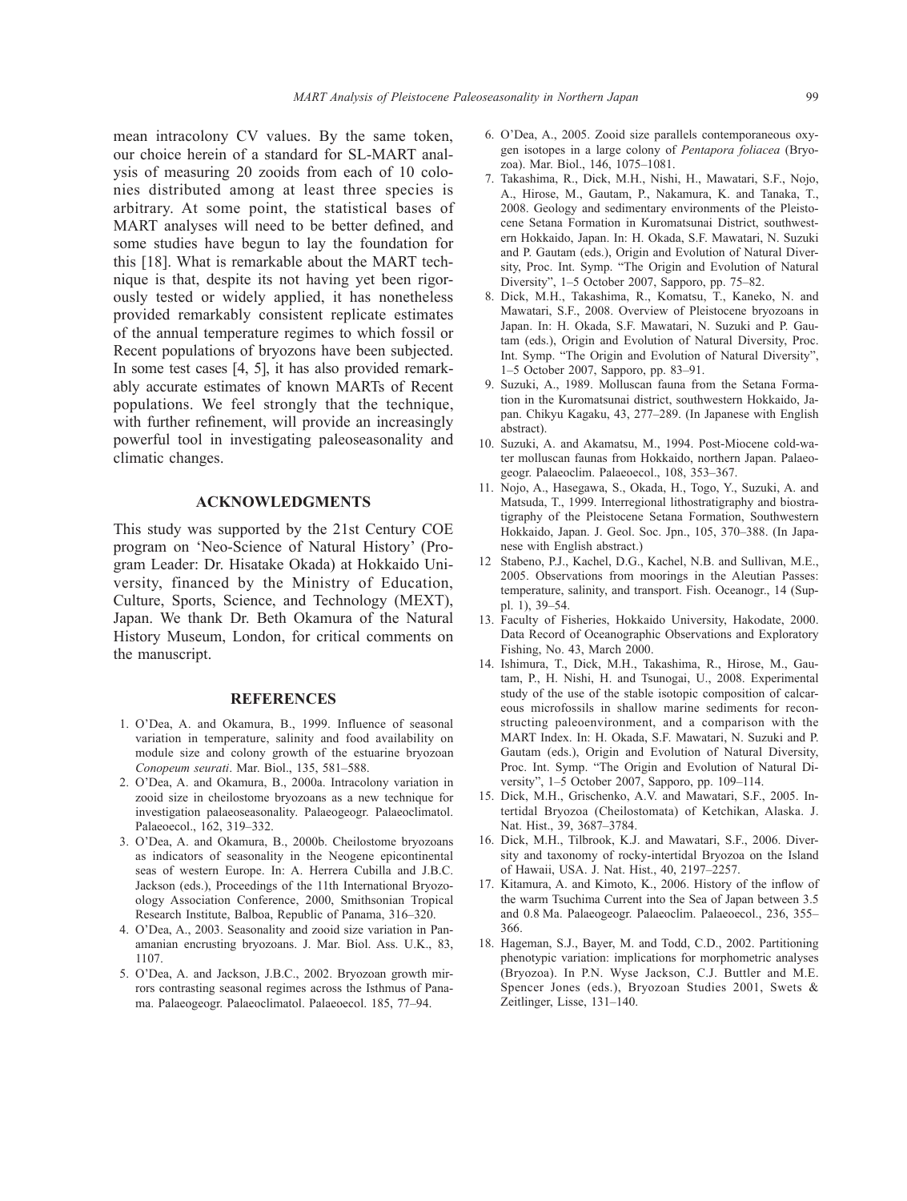mean intracolony CV values. By the same token, our choice herein of a standard for SL-MART analysis of measuring 20 zooids from each of 10 colonies distributed among at least three species is arbitrary. At some point, the statistical bases of MART analyses will need to be better defined, and some studies have begun to lay the foundation for this [18]. What is remarkable about the MART technique is that, despite its not having yet been rigorously tested or widely applied, it has nonetheless provided remarkably consistent replicate estimates of the annual temperature regimes to which fossil or Recent populations of bryozons have been subjected. In some test cases [4, 5], it has also provided remarkably accurate estimates of known MARTs of Recent populations. We feel strongly that the technique, with further refinement, will provide an increasingly powerful tool in investigating paleoseasonality and climatic changes.

## ACKNOWLEDGMENTS

This study was supported by the 21st Century COE program on 'Neo-Science of Natural History' (Program Leader: Dr. Hisatake Okada) at Hokkaido University, financed by the Ministry of Education, Culture, Sports, Science, and Technology (MEXT), Japan. We thank Dr. Beth Okamura of the Natural History Museum, London, for critical comments on the manuscript.

## REFERENCES

1. O'Dea, A. and Okamura, B., 1999. Influence of seasonal variation in temperature, salinity and food availability on module size and colony growth of the estuarine bryozoan *Conopeum seurati*. Mar. Biol., 135, 581–588.
2. O'Dea, A. and Okamura, B., 2000a. Intracolony variation in zooid size in cheilostome bryozoans as a new technique for investigation palaeoseasonality. Palaeogeogr. Palaeoclimatol. Palaeoecol., 162, 319–332.
3. O'Dea, A. and Okamura, B., 2000b. Cheilostome bryozoans as indicators of seasonality in the Neogene epicontinental seas of western Europe. In: A. Herrera Cubilla and J.B.C. Jackson (eds.), Proceedings of the 11th International Bryozoology Association Conference, 2000, Smithsonian Tropical Research Institute, Balboa, Republic of Panama, 316–320.
4. O'Dea, A., 2003. Seasonality and zooid size variation in Panamanian encrusting bryozoans. J. Mar. Biol. Ass. U.K., 83, 1107.
5. O'Dea, A. and Jackson, J.B.C., 2002. Bryozoan growth mirrors contrasting seasonal regimes across the Isthmus of Panama. Palaeogeogr. Palaeoclimatol. Palaeoecol. 185, 77–94.
6. O'Dea, A., 2005. Zooid size parallels contemporaneous oxygen isotopes in a large colony of *Pentapora foliacea* (Bryozoa). Mar. Biol., 146, 1075–1081.
7. Takashima, R., Dick, M.H., Nishi, H., Mawatari, S.F., Nojo, A., Hirose, M., Gautam, P., Nakamura, K. and Tanaka, T., 2008. Geology and sedimentary environments of the Pleistocene Setana Formation in Kuromatsunai District, southwestern Hokkaido, Japan. In: H. Okada, S.F. Mawatari, N. Suzuki and P. Gautam (eds.), Origin and Evolution of Natural Diversity, Proc. Int. Symp. "The Origin and Evolution of Natural Diversity", 1–5 October 2007, Sapporo, pp. 75–82.
8. Dick, M.H., Takashima, R., Komatsu, T., Kaneko, N. and Mawatari, S.F., 2008. Overview of Pleistocene bryozoans in Japan. In: H. Okada, S.F. Mawatari, N. Suzuki and P. Gautam (eds.), Origin and Evolution of Natural Diversity, Proc. Int. Symp. "The Origin and Evolution of Natural Diversity", 1–5 October 2007, Sapporo, pp. 83–91.
9. Suzuki, A., 1989. Molluscan fauna from the Setana Formation in the Kuromatsunai district, southwestern Hokkaido, Japan. Chikyu Kagaku, 43, 277–289. (In Japanese with English abstract).
10. Suzuki, A. and Akamatsu, M., 1994. Post-Miocene cold-water molluscan faunas from Hokkaido, northern Japan. Palaeogeogr. Palaeoclim. Palaeoecol., 108, 353–367.
11. Nojo, A., Hasegawa, S., Okada, H., Togo, Y., Suzuki, A. and Matsuda, T., 1999. Interregional lithostratigraphy and biostratigraphy of the Pleistocene Setana Formation, Southwestern Hokkaido, Japan. J. Geol. Soc. Jpn., 105, 370–388. (In Japanese with English abstract.)
12. Stabeno, P.J., Kachel, D.G., Kachel, N.B. and Sullivan, M.E., 2005. Observations from moorings in the Aleutian Passes: temperature, salinity, and transport. Fish. Oceanogr., 14 (Suppl. 1), 39–54.
13. Faculty of Fisheries, Hokkaido University, Hakodate, 2000. Data Record of Oceanographic Observations and Exploratory Fishing, No. 43, March 2000.
14. Ishimura, T., Dick, M.H., Takashima, R., Hirose, M., Gautam, P., H. Nishi, H. and Tsunogai, U., 2008. Experimental study of the use of the stable isotopic composition of calcareous microfossils in shallow marine sediments for reconstructing paleoenvironment, and a comparison with the MART Index. In: H. Okada, S.F. Mawatari, N. Suzuki and P. Gautam (eds.), Origin and Evolution of Natural Diversity, Proc. Int. Symp. "The Origin and Evolution of Natural Diversity", 1–5 October 2007, Sapporo, pp. 109–114.
15. Dick, M.H., Grischenko, A.V. and Mawatari, S.F., 2005. Intertidal Bryozoa (Cheilostomata) of Ketchikan, Alaska. J. Nat. Hist., 39, 3687–3784.
16. Dick, M.H., Tilbrook, K.J. and Mawatari, S.F., 2006. Diversity and taxonomy of rocky-intertidal Bryozoa on the Island of Hawaii, USA. J. Nat. Hist., 40, 2197–2257.
17. Kitamura, A. and Kimoto, K., 2006. History of the inflow of the warm Tsuchima Current into the Sea of Japan between 3.5 and 0.8 Ma. Palaeogeogr. Palaeoclim. Palaeoecol., 236, 355–366.
18. Hageman, S.J., Bayer, M. and Todd, C.D., 2002. Partitioning phenotypic variation: implications for morphometric analyses (Bryozoa). In P.N. Wyse Jackson, C.J. Buttler and M.E. Spencer Jones (eds.), Bryozoan Studies 2001, Swets & Zeitlinger, Lisse, 131–140.